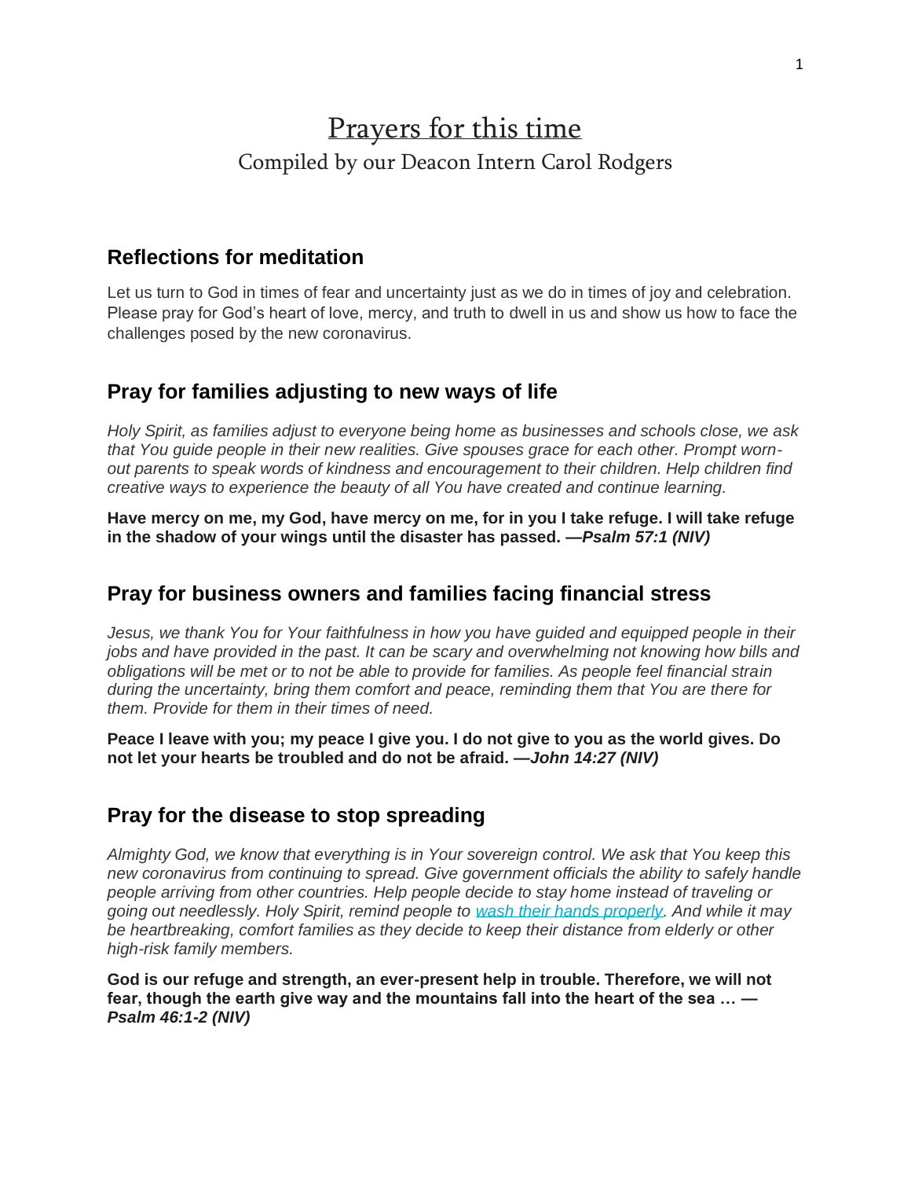# Prayers for this time

Compiled by our Deacon Intern Carol Rodgers

## Reflections for meditation

Let us turn to God in times of fear and uncertainty just as we do in times of joy and celebration. Please pray for God's heart of love, mercy, and truth to dwell in us and show us how to face the challenges posed by the new coronavirus.

## Pray for families adjusting to new ways of life

*Holy Spirit, as families adjust to everyone being home as businesses and schools close, we ask that You guide people in their new realities. Give spouses grace for each other. Prompt worn-out parents to speak words of kindness and encouragement to their children. Help children find creative ways to experience the beauty of all You have created and continue learning.*

**Have mercy on me, my God, have mercy on me, for in you I take refuge. I will take refuge in the shadow of your wings until the disaster has passed. —*Psalm 57:1 (NIV)***

## Pray for business owners and families facing financial stress

*Jesus, we thank You for Your faithfulness in how you have guided and equipped people in their jobs and have provided in the past. It can be scary and overwhelming not knowing how bills and obligations will be met or to not be able to provide for families. As people feel financial strain during the uncertainty, bring them comfort and peace, reminding them that You are there for them. Provide for them in their times of need.*

**Peace I leave with you; my peace I give you. I do not give to you as the world gives. Do not let your hearts be troubled and do not be afraid. —*John 14:27 (NIV)***

## Pray for the disease to stop spreading

*Almighty God, we know that everything is in Your sovereign control. We ask that You keep this new coronavirus from continuing to spread. Give government officials the ability to safely handle people arriving from other countries. Help people decide to stay home instead of traveling or going out needlessly. Holy Spirit, remind people to wash their hands properly. And while it may be heartbreaking, comfort families as they decide to keep their distance from elderly or other high-risk family members.*

**God is our refuge and strength, an ever-present help in trouble. Therefore, we will not fear, though the earth give way and the mountains fall into the heart of the sea … —*Psalm 46:1-2 (NIV)***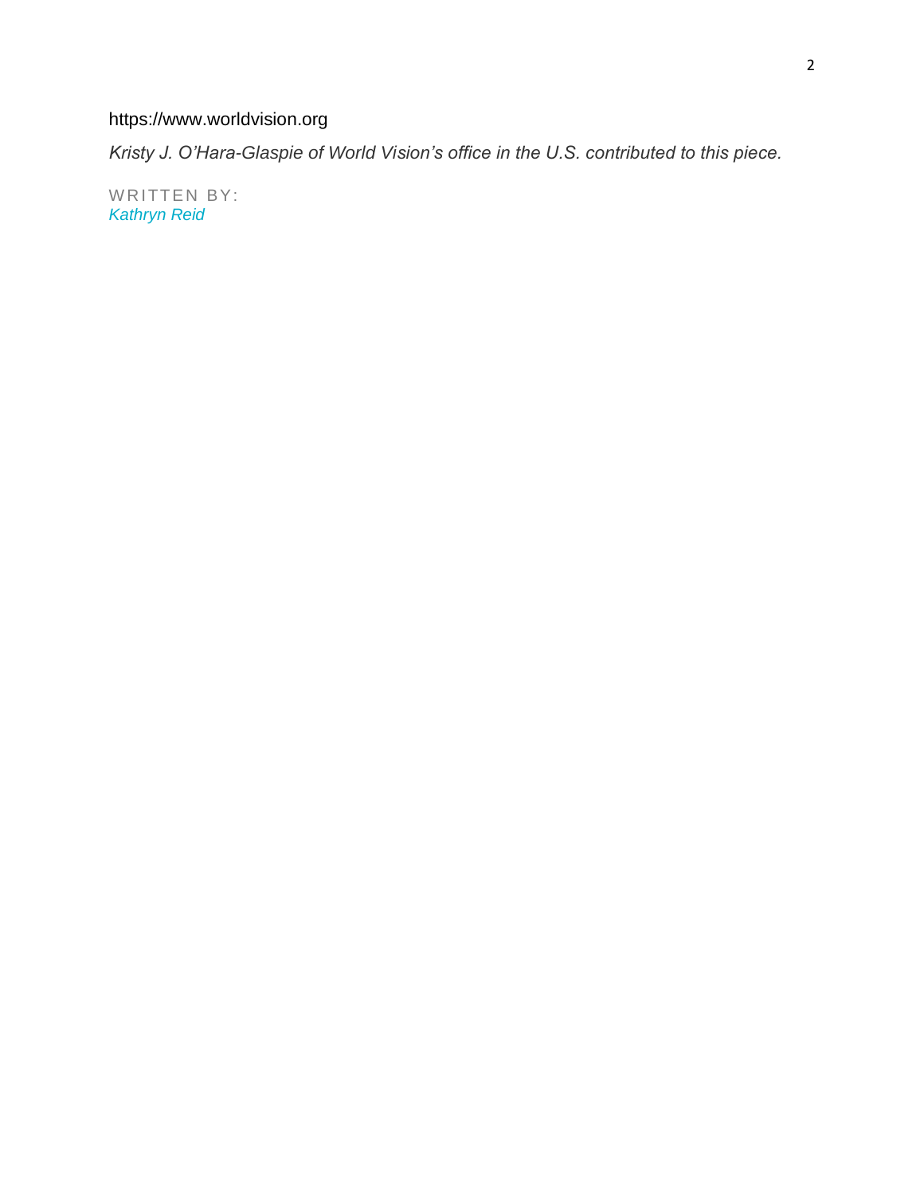https://www.worldvision.org

*Kristy J. O'Hara-Glaspie of World Vision's office in the U.S. contributed to this piece.*

WRITTEN BY:
*Kathryn Reid*